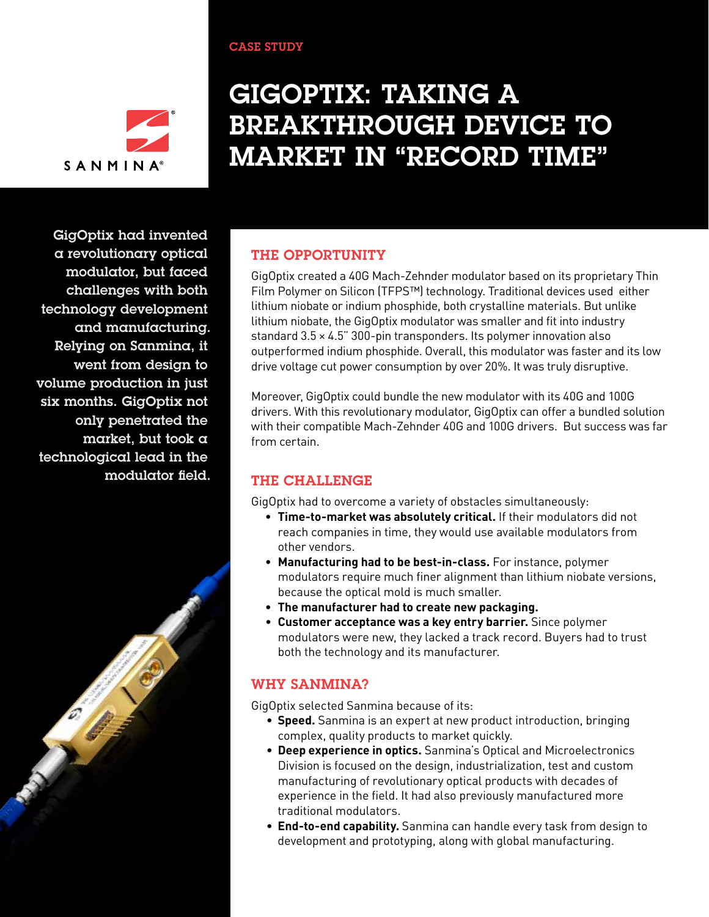CASE STUDY

# GIGOPTIX: TAKING A BREAKTHROUGH DEVICE TO MARKET IN "RECORD TIME"

GigOptix had invented a revolutionary optical modulator, but faced challenges with both technology development and manufacturing. Relying on Sanmina, it went from design to volume production in just six months. GigOptix not only penetrated the market, but took a technological lead in the modulator field.

## THE OPPORTUNITY

GigOptix created a 40G Mach-Zehnder modulator based on its proprietary Thin Film Polymer on Silicon (TFPS™) technology. Traditional devices used either lithium niobate or indium phosphide, both crystalline materials. But unlike lithium niobate, the GigOptix modulator was smaller and fit into industry standard 3.5 × 4.5" 300-pin transponders. Its polymer innovation also outperformed indium phosphide. Overall, this modulator was faster and its low drive voltage cut power consumption by over 20%. It was truly disruptive.

Moreover, GigOptix could bundle the new modulator with its 40G and 100G drivers. With this revolutionary modulator, GigOptix can offer a bundled solution with their compatible Mach-Zehnder 40G and 100G drivers. But success was far from certain.

## THE CHALLENGE

GigOptix had to overcome a variety of obstacles simultaneously:

- **Time-to-market was absolutely critical.** If their modulators did not reach companies in time, they would use available modulators from other vendors.
- **Manufacturing had to be best-in-class.** For instance, polymer modulators require much finer alignment than lithium niobate versions, because the optical mold is much smaller.
- **The manufacturer had to create new packaging.**
- **Customer acceptance was a key entry barrier.** Since polymer modulators were new, they lacked a track record. Buyers had to trust both the technology and its manufacturer.

## WHY SANMINA?

GigOptix selected Sanmina because of its:

- **Speed.** Sanmina is an expert at new product introduction, bringing complex, quality products to market quickly.
- **Deep experience in optics.** Sanmina's Optical and Microelectronics Division is focused on the design, industrialization, test and custom manufacturing of revolutionary optical products with decades of experience in the field. It had also previously manufactured more traditional modulators.
- **End-to-end capability.** Sanmina can handle every task from design to development and prototyping, along with global manufacturing.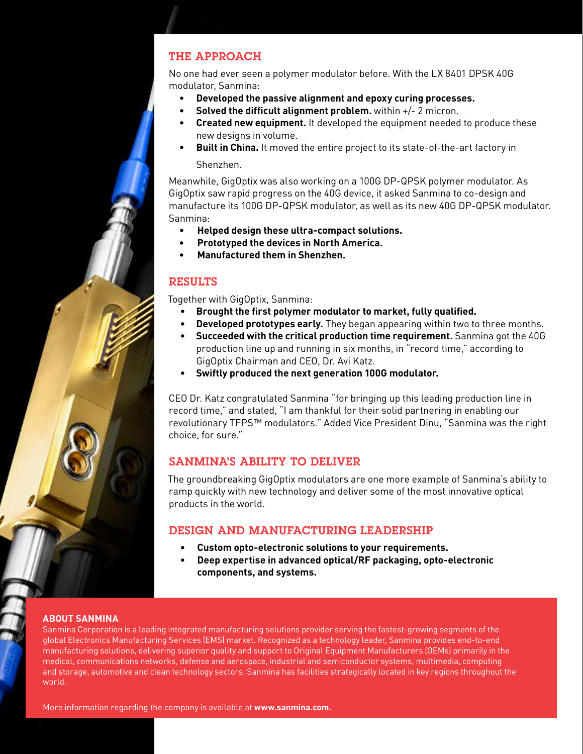## THE APPROACH

No one had ever seen a polymer modulator before. With the LX 8401 DPSK 40G modulator, Sanmina:

- **Developed the passive alignment and epoxy curing processes.**
- **Solved the difficult alignment problem.** within +/- 2 micron.
- **Created new equipment.** It developed the equipment needed to produce these new designs in volume.
- **Built in China.** It moved the entire project to its state-of-the-art factory in Shenzhen.

Meanwhile, GigOptix was also working on a 100G DP-QPSK polymer modulator. As GigOptix saw rapid progress on the 40G device, it asked Sanmina to co-design and manufacture its 100G DP-QPSK modulator, as well as its new 40G DP-QPSK modulator. Sanmina:

- **Helped design these ultra-compact solutions.**
- **Prototyped the devices in North America.**
- **Manufactured them in Shenzhen.**

## RESULTS

Together with GigOptix, Sanmina:

- **Brought the first polymer modulator to market, fully qualified.**
- **Developed prototypes early.** They began appearing within two to three months.
- **Succeeded with the critical production time requirement.** Sanmina got the 40G production line up and running in six months, in "record time," according to GigOptix Chairman and CEO, Dr. Avi Katz.
- **Swiftly produced the next generation 100G modulator.**

CEO Dr. Katz congratulated Sanmina "for bringing up this leading production line in record time," and stated, "I am thankful for their solid partnering in enabling our revolutionary TFPS™ modulators." Added Vice President Dinu, "Sanmina was the right choice, for sure."

## SANMINA'S ABILITY TO DELIVER

The groundbreaking GigOptix modulators are one more example of Sanmina's ability to ramp quickly with new technology and deliver some of the most innovative optical products in the world.

## DESIGN AND MANUFACTURING LEADERSHIP

- **Custom opto-electronic solutions to your requirements.**
- **Deep expertise in advanced optical/RF packaging, opto-electronic components, and systems.**

### ABOUT SANMINA

Sanmina Corporation is a leading integrated manufacturing solutions provider serving the fastest-growing segments of the global Electronics Manufacturing Services (EMS) market. Recognized as a technology leader, Sanmina provides end-to-end manufacturing solutions, delivering superior quality and support to Original Equipment Manufacturers (OEMs) primarily in the medical, communications networks, defense and aerospace, industrial and semiconductor systems, multimedia, computing and storage, automotive and clean technology sectors. Sanmina has facilities strategically located in key regions throughout the world.

More information regarding the company is available at **www.sanmina.com.**